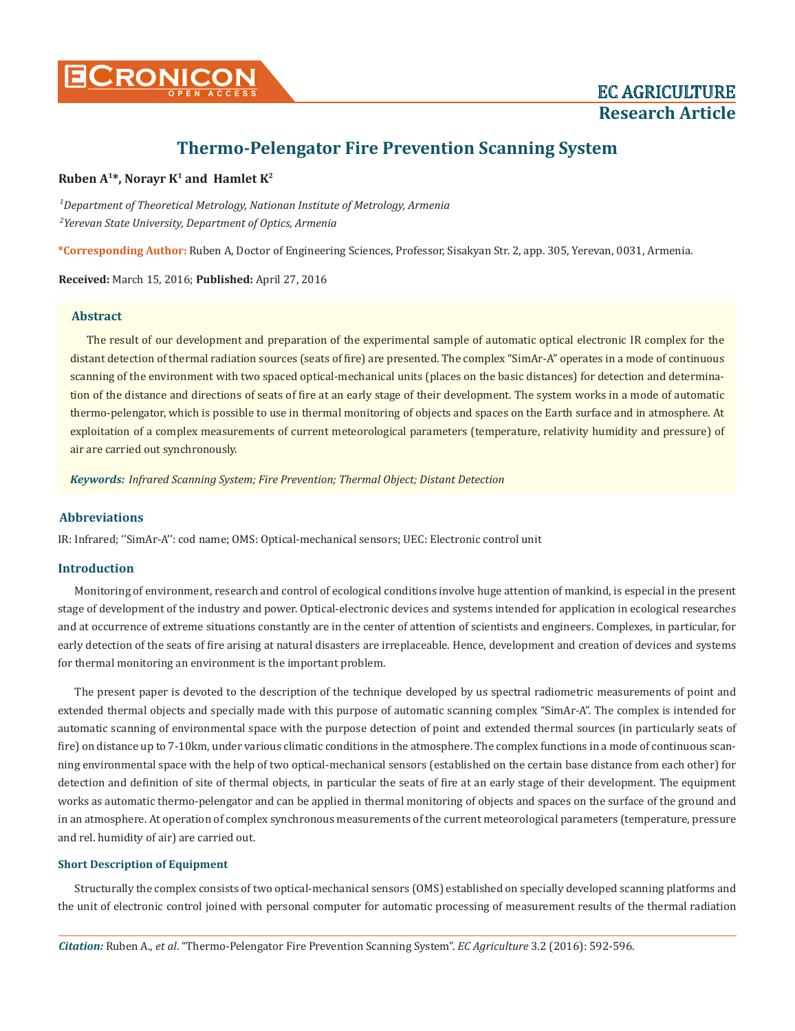# Thermo-Pelengator Fire Prevention Scanning System

**Ruben A[1]*, Norayr K[1] and Hamlet K[2]**

*[1]Department of Theoretical Metrology, Nationan Institute of Metrology, Armenia*
*[2]Yerevan State University, Department of Optics, Armenia*

**\*Corresponding Author:** Ruben A, Doctor of Engineering Sciences, Professor, Sisakyan Str. 2, app. 305, Yerevan, 0031, Armenia.

**Received:** March 15, 2016; **Published:** April 27, 2016

## Abstract

The result of our development and preparation of the experimental sample of automatic optical electronic IR complex for the distant detection of thermal radiation sources (seats of fire) are presented. The complex "SimAr-A" operates in a mode of continuous scanning of the environment with two spaced optical-mechanical units (places on the basic distances) for detection and determination of the distance and directions of seats of fire at an early stage of their development. The system works in a mode of automatic thermo-pelengator, which is possible to use in thermal monitoring of objects and spaces on the Earth surface and in atmosphere. At exploitation of a complex measurements of current meteorological parameters (temperature, relativity humidity and pressure) of air are carried out synchronously.

***Keywords:** Infrared Scanning System; Fire Prevention; Thermal Object; Distant Detection*

## Abbreviations

IR: Infrared; ''SimAr-A'': cod name; OMS: Optical-mechanical sensors; UEC: Electronic control unit

## Introduction

Monitoring of environment, research and control of ecological conditions involve huge attention of mankind, is especial in the present stage of development of the industry and power. Optical-electronic devices and systems intended for application in ecological researches and at occurrence of extreme situations constantly are in the center of attention of scientists and engineers. Complexes, in particular, for early detection of the seats of fire arising at natural disasters are irreplaceable. Hence, development and creation of devices and systems for thermal monitoring an environment is the important problem.

The present paper is devoted to the description of the technique developed by us spectral radiometric measurements of point and extended thermal objects and specially made with this purpose of automatic scanning complex "SimAr-A". The complex is intended for automatic scanning of environmental space with the purpose detection of point and extended thermal sources (in particularly seats of fire) on distance up to 7-10km, under various climatic conditions in the atmosphere. The complex functions in a mode of continuous scanning environmental space with the help of two optical-mechanical sensors (established on the certain base distance from each other) for detection and definition of site of thermal objects, in particular the seats of fire at an early stage of their development. The equipment works as automatic thermo-pelengator and can be applied in thermal monitoring of objects and spaces on the surface of the ground and in an atmosphere. At operation of complex synchronous measurements of the current meteorological parameters (temperature, pressure and rel. humidity of air) are carried out.

### Short Description of Equipment

Structurally the complex consists of two optical-mechanical sensors (OMS) established on specially developed scanning platforms and the unit of electronic control joined with personal computer for automatic processing of measurement results of the thermal radiation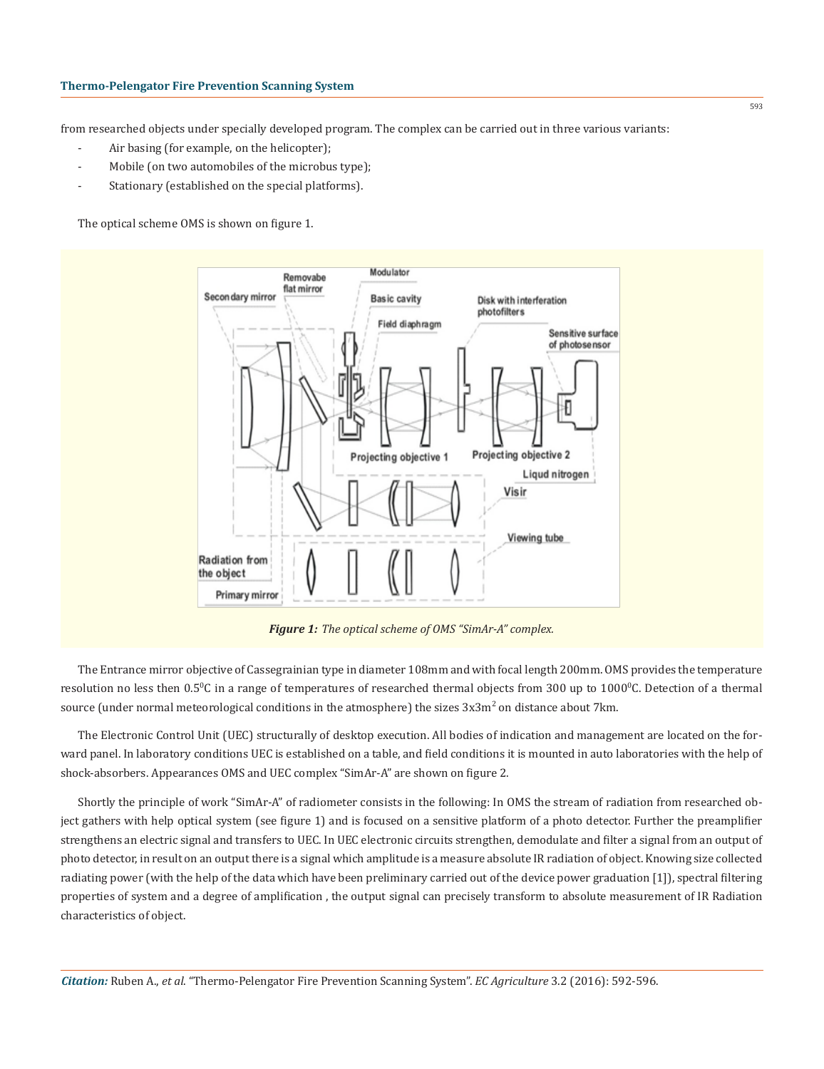from researched objects under specially developed program. The complex can be carried out in three various variants:

- Air basing (for example, on the helicopter);
- Mobile (on two automobiles of the microbus type);
- Stationary (established on the special platforms).

The optical scheme OMS is shown on figure 1.

***Figure 1:*** *The optical scheme of OMS "SimAr-A" complex.*

The Entrance mirror objective of Cassegrainian type in diameter 108mm and with focal length 200mm. OMS provides the temperature resolution no less then $0.5^0$C in a range of temperatures of researched thermal objects from 300 up to $1000^0$C. Detection of a thermal source (under normal meteorological conditions in the atmosphere) the sizes $3x3m^2$ on distance about 7km.

The Electronic Control Unit (UEC) structurally of desktop execution. All bodies of indication and management are located on the forward panel. In laboratory conditions UEC is established on a table, and field conditions it is mounted in auto laboratories with the help of shock-absorbers. Appearances OMS and UEC complex "SimAr-A" are shown on figure 2.

Shortly the principle of work "SimAr-A" of radiometer consists in the following: In OMS the stream of radiation from researched object gathers with help optical system (see figure 1) and is focused on a sensitive platform of a photo detector. Further the preamplifier strengthens an electric signal and transfers to UEC. In UEC electronic circuits strengthen, demodulate and filter a signal from an output of photo detector, in result on an output there is a signal which amplitude is a measure absolute IR radiation of object. Knowing size collected radiating power (with the help of the data which have been preliminary carried out of the device power graduation [1]), spectral filtering properties of system and a degree of amplification , the output signal can precisely transform to absolute measurement of IR Radiation characteristics of object.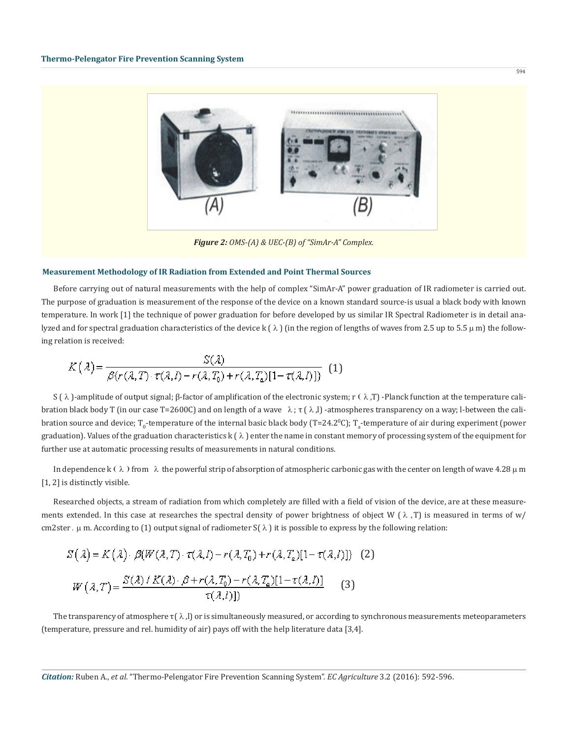*Figure 2: OMS-(A) & UEC-(B) of "SimAr-A" Complex.*

### Measurement Methodology of IR Radiation from Extended and Point Thermal Sources

Before carrying out of natural measurements with the help of complex "SimAr-A" power graduation of IR radiometer is carried out. The purpose of graduation is measurement of the response of the device on a known standard source-is usual a black body with known temperature. In work [1] the technique of power graduation for before developed by us similar IR Spectral Radiometer is in detail analyzed and for spectral graduation characteristics of the device k ( λ ) (in the region of lengths of waves from 2.5 up to 5.5 μ m) the following relation is received:

$$K(\lambda) = \frac{S(\lambda)}{\beta(r(\lambda,T)\cdot\tau(\lambda,l) - r(\lambda,T_0) + r(\lambda,T_a)[1-\tau(\lambda,l)])} \quad (1)$$

S ( λ )-amplitude of output signal; β-factor of amplification of the electronic system; r ( λ ,T) -Planck function at the temperature calibration black body T (in our case T=2600C) and on length of a wave λ ; τ ( λ ,l) -atmospheres transparency on a way; l-between the calibration source and device; $T_0$-temperature of the internal basic black body (T=24.2$^0$C); $T_a$-temperature of air during experiment (power graduation). Values of the graduation characteristics k ( λ ) enter the name in constant memory of processing system of the equipment for further use at automatic processing results of measurements in natural conditions.

In dependence k ( λ ) from λ the powerful strip of absorption of atmospheric carbonic gas with the center on length of wave 4.28 μ m [1, 2] is distinctly visible.

Researched objects, a stream of radiation from which completely are filled with a field of vision of the device, are at these measurements extended. In this case at researches the spectral density of power brightness of object W ( λ ,T) is measured in terms of w/cm2ster . μ m. According to (1) output signal of radiometer S( λ ) it is possible to express by the following relation:

$$S(\lambda) = K(\lambda)\cdot\beta(W(\lambda,T)\cdot\tau(\lambda,l) - r(\lambda,T_0) + r(\lambda,T_a)[1-\tau(\lambda,l)]) \quad (2)$$

$$W(\lambda,T) = \frac{S(\lambda)/K(\lambda)\cdot\beta + r(\lambda,T_0) - r(\lambda,T_a)[1-\tau(\lambda,l)]}{\tau(\lambda,l)]} \quad (3)$$

The transparency of atmosphere τ( λ ,l) or is simultaneously measured, or according to synchronous measurements meteoparameters (temperature, pressure and rel. humidity of air) pays off with the help literature data [3,4].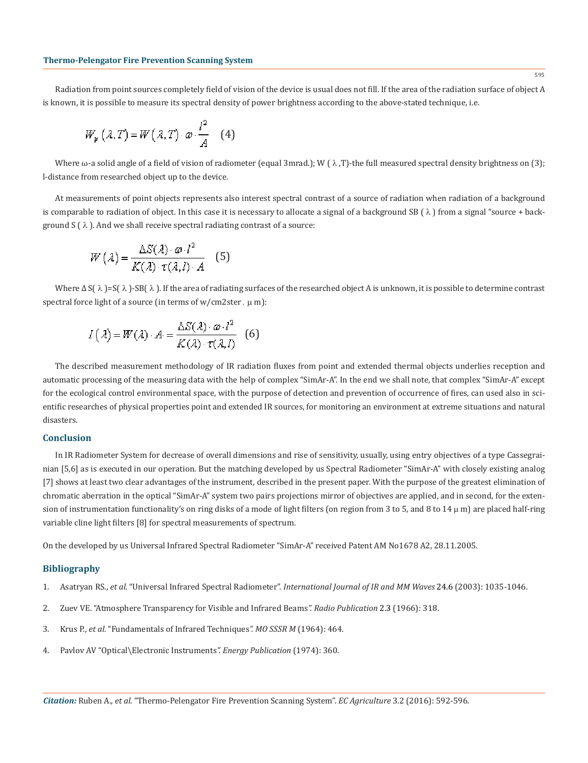Radiation from point sources completely field of vision of the device is usual does not fill. If the area of the radiation surface of object A is known, it is possible to measure its spectral density of power brightness according to the above-stated technique, i.e.

$$W_p(\lambda, T) = W(\lambda, T) \cdot \omega \cdot \frac{l^2}{A} \quad (4)$$

Where ω-a solid angle of a field of vision of radiometer (equal 3mrad.); W ( λ ,T)-the full measured spectral density brightness on (3); l-distance from researched object up to the device.

At measurements of point objects represents also interest spectral contrast of a source of radiation when radiation of a background is comparable to radiation of object. In this case it is necessary to allocate a signal of a background SB ( λ ) from a signal "source + background S ( λ ). And we shall receive spectral radiating contrast of a source:

$$W(\lambda) = \frac{\Delta S(\lambda) \cdot \omega \cdot l^2}{K(\lambda) \cdot \tau(\lambda, l) \cdot A} \quad (5)$$

Where Δ S( λ )=S( λ )-SB( λ ). If the area of radiating surfaces of the researched object A is unknown, it is possible to determine contrast spectral force light of a source (in terms of w/cm2ster . μ m):

$$I(\lambda) = W(\lambda) \cdot A = \frac{\Delta S(\lambda) \cdot \omega \cdot l^2}{K(\lambda) \cdot \tau(\lambda, l)} \quad (6)$$

The described measurement methodology of IR radiation fluxes from point and extended thermal objects underlies reception and automatic processing of the measuring data with the help of complex "SimAr-A". In the end we shall note, that complex "SimAr-A" except for the ecological control environmental space, with the purpose of detection and prevention of occurrence of fires, can used also in scientific researches of physical properties point and extended IR sources, for monitoring an environment at extreme situations and natural disasters.

## Conclusion

In IR Radiometer System for decrease of overall dimensions and rise of sensitivity, usually, using entry objectives of a type Cassegrainian [5,6] as is executed in our operation. But the matching developed by us Spectral Radiometer "SimAr-A" with closely existing analog [7] shows at least two clear advantages of the instrument, described in the present paper. With the purpose of the greatest elimination of chromatic aberration in the optical "SimAr-A" system two pairs projections mirror of objectives are applied, and in second, for the extension of instrumentation functionality's on ring disks of a mode of light filters (on region from 3 to 5, and 8 to 14 μ m) are placed half-ring variable cline light filters [8] for spectral measurements of spectrum.

On the developed by us Universal Infrared Spectral Radiometer "SimAr-A" received Patent AM No1678 A2, 28.11.2005.

## Bibliography

1. Asatryan RS., *et al.* "Universal Infrared Spectral Radiometer". *International Journal of IR and MM Waves* 24.6 (2003): 1035-1046.
2. Zuev VE. "Atmosphere Transparency for Visible and Infrared Beams*". Radio Publication* 2.3 (1966): 318.
3. Krus P., *et al.* "Fundamentals of Infrared Techniques*". MO SSSR M* (1964): 464.
4. Pavlov AV "Optical\Electronic Instruments*". Energy Publication* (1974): 360.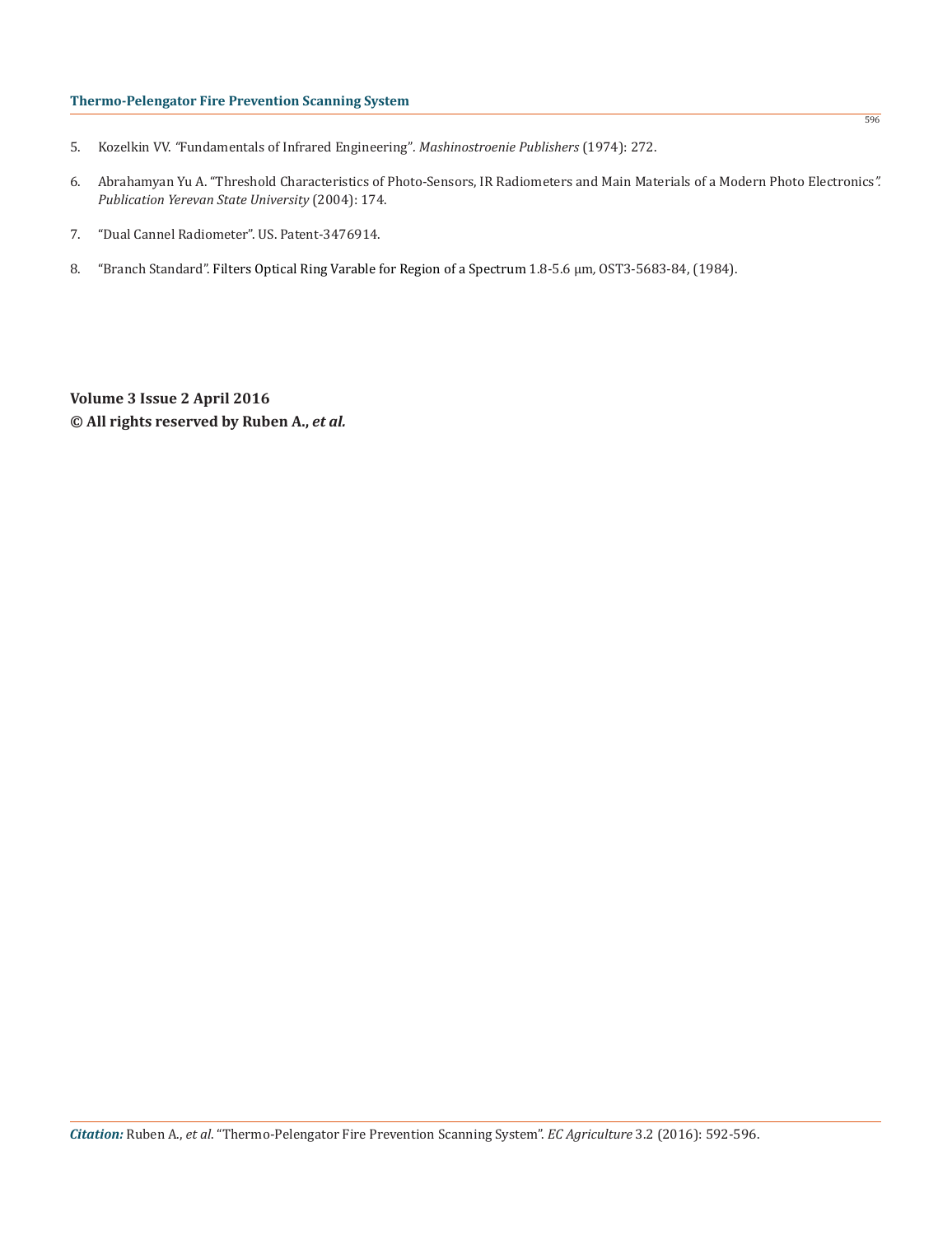5. Kozelkin VV. "Fundamentals of Infrared Engineering". *Mashinostroenie Publishers* (1974): 272.

6. Abrahamyan Yu A. "Threshold Characteristics of Photo-Sensors, IR Radiometers and Main Materials of a Modern Photo Electronics". *Publication Yerevan State University* (2004): 174.

7. "Dual Cannel Radiometer". US. Patent-3476914.

8. "Branch Standard". Filters Optical Ring Varable for Region of a Spectrum 1.8-5.6 μm, OST3-5683-84, (1984).

**Volume 3 Issue 2 April 2016**
**© All rights reserved by Ruben A., *et al.***